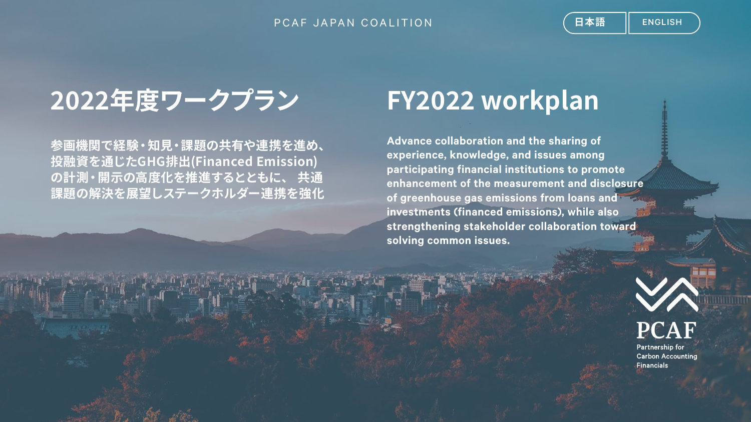PCAF JAPAN COALITION

日本語 | ENGLISH

# 2022年度ワークプラン

**参画機関で経験・知見・課題の共有や連携を進め、投融資を通じたGHG排出(Financed Emission)の計測・開示の高度化を推進するとともに、 共通課題の解決を展望しステークホルダー連携を強化**

# FY2022 workplan

**Advance collaboration and the sharing of experience, knowledge, and issues among participating financial institutions to promote enhancement of the measurement and disclosure of greenhouse gas emissions from loans and investments (financed emissions), while also strengthening stakeholder collaboration toward solving common issues.**

PCAF
Partnership for Carbon Accounting Financials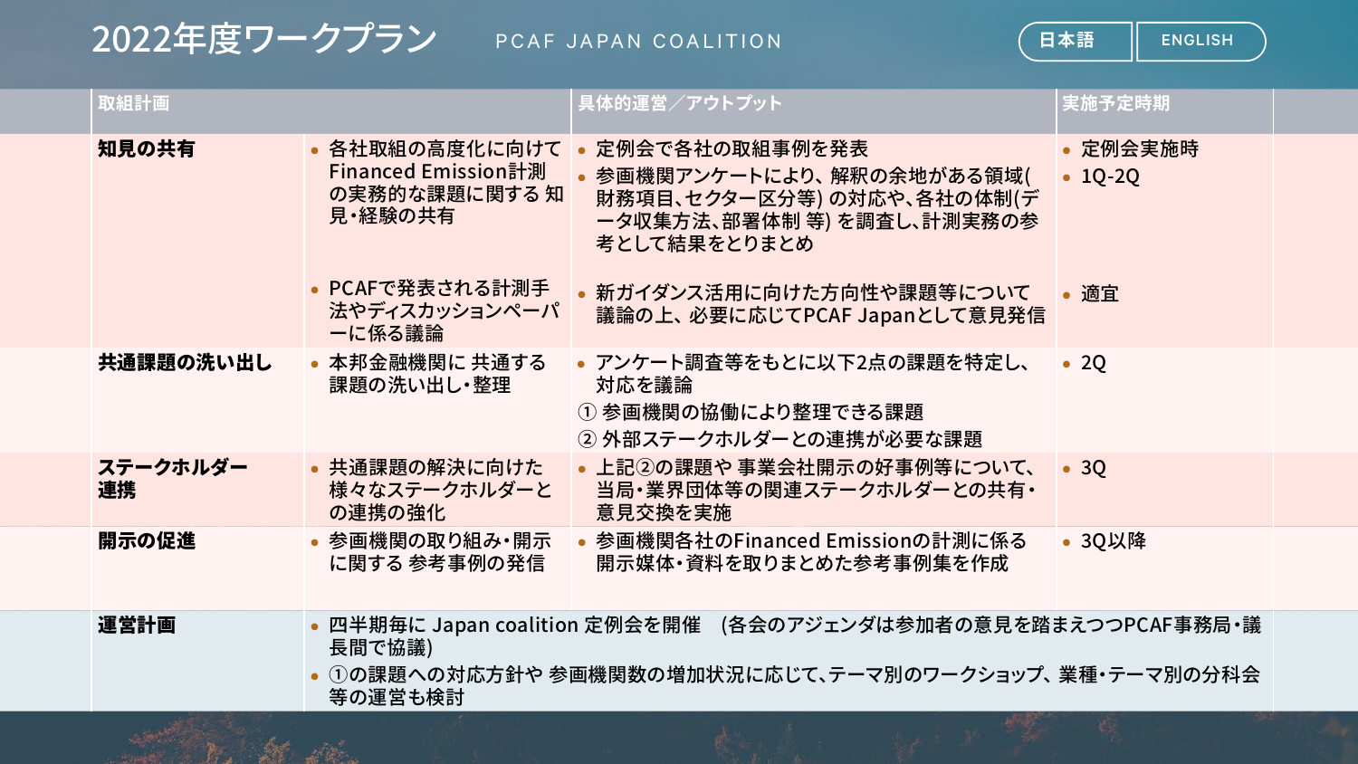# 2022年度ワークプラン

PCAF JAPAN COALITION

| 取組計画 | | 具体的運営／アウトプット | 実施予定時期 |
|---|---|---|---|
| **知見の共有** | • 各社取組の高度化に向けて Financed Emission計測の実務的な課題に関する 知見・経験の共有 | • 定例会で各社の取組事例を発表<br>• 参画機関アンケートにより、解釈の余地がある領域(財務項目、セクター区分等) の対応や、各社の体制(データ収集方法、部署体制 等) を調査し、計測実務の参考として結果をとりまとめ | • 定例会実施時<br>• 1Q-2Q |
| | • PCAFで発表される計測手法やディスカッションペーパーに係る議論 | • 新ガイダンス活用に向けた方向性や課題等について議論の上、必要に応じてPCAF Japanとして意見発信 | • 適宜 |
| **共通課題の洗い出し** | • 本邦金融機関に 共通する課題の洗い出し・整理 | • アンケート調査等をもとに以下2点の課題を特定し、対応を議論<br>① 参画機関の協働により整理できる課題<br>② 外部ステークホルダーとの連携が必要な課題 | • 2Q |
| **ステークホルダー連携** | • 共通課題の解決に向けた様々なステークホルダーとの連携の強化 | • 上記②の課題や 事業会社開示の好事例等について、当局・業界団体等の関連ステークホルダーとの共有・意見交換を実施 | • 3Q |
| **開示の促進** | • 参画機関の取り組み・開示に関する 参考事例の発信 | • 参画機関各社のFinanced Emissionの計測に係る開示媒体・資料を取りまとめた参考事例集を作成 | • 3Q以降 |
| **運営計画** | • 四半期毎に Japan coalition 定例会を開催 (各会のアジェンダは参加者の意見を踏まえつつPCAF事務局・議長間で協議)<br>• ①の課題への対応方針や 参画機関数の増加状況に応じて、テーマ別のワークショップ、業種・テーマ別の分科会等の運営も検討 | | |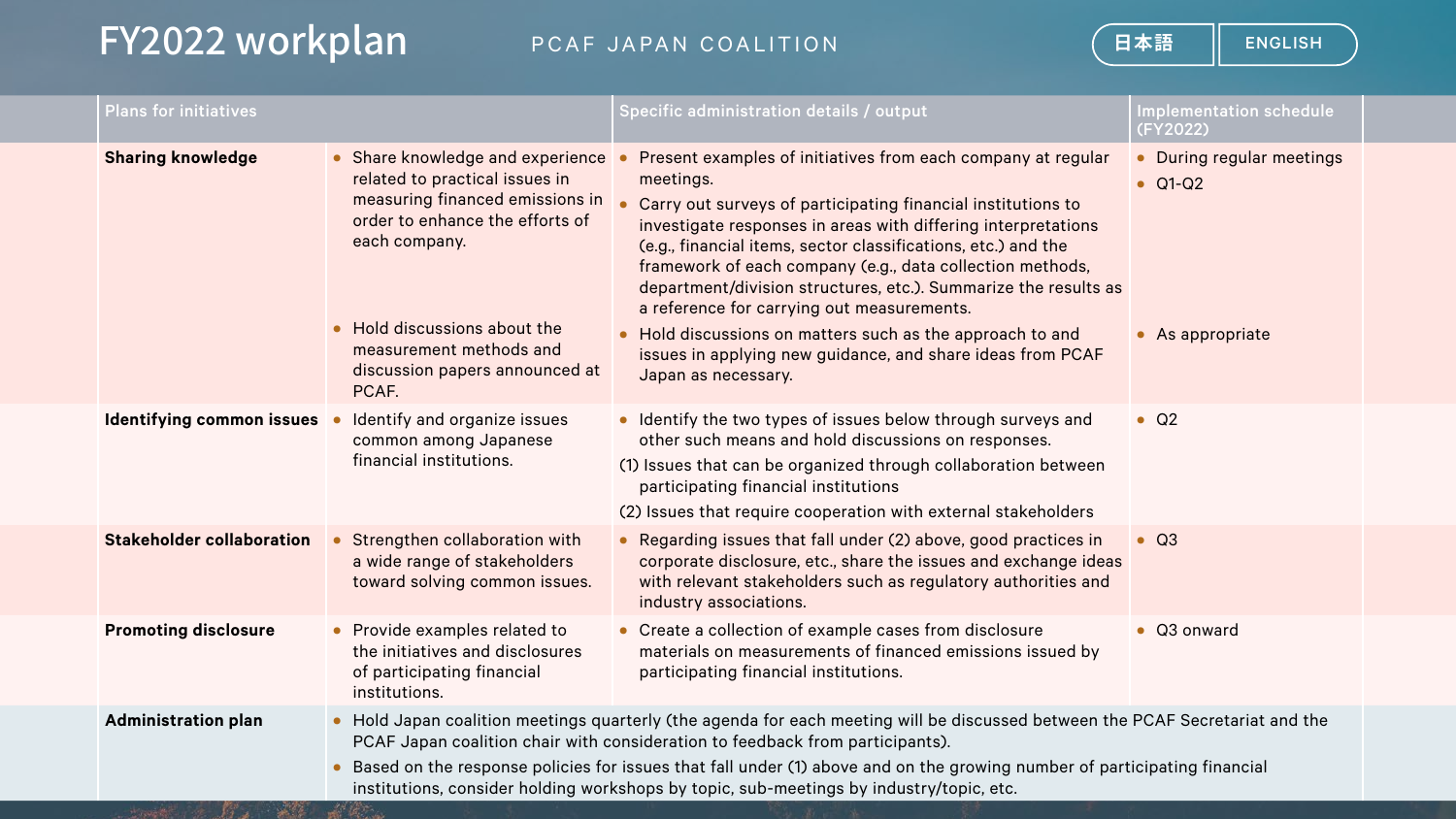# FY2022 workplan

PCAF JAPAN COALITION

日本語 | ENGLISH

| Plans for initiatives | | Specific administration details / output | Implementation schedule (FY2022) |
|---|---|---|---|
| **Sharing knowledge** | • Share knowledge and experience related to practical issues in measuring financed emissions in order to enhance the efforts of each company. | • Present examples of initiatives from each company at regular meetings.<br>• Carry out surveys of participating financial institutions to investigate responses in areas with differing interpretations (e.g., financial items, sector classifications, etc.) and the framework of each company (e.g., data collection methods, department/division structures, etc.). Summarize the results as a reference for carrying out measurements. | • During regular meetings<br>• Q1-Q2 |
| | • Hold discussions about the measurement methods and discussion papers announced at PCAF. | • Hold discussions on matters such as the approach to and issues in applying new guidance, and share ideas from PCAF Japan as necessary. | • As appropriate |
| **Identifying common issues** | • Identify and organize issues common among Japanese financial institutions. | • Identify the two types of issues below through surveys and other such means and hold discussions on responses.<br>(1) Issues that can be organized through collaboration between participating financial institutions<br>(2) Issues that require cooperation with external stakeholders | • Q2 |
| **Stakeholder collaboration** | • Strengthen collaboration with a wide range of stakeholders toward solving common issues. | • Regarding issues that fall under (2) above, good practices in corporate disclosure, etc., share the issues and exchange ideas with relevant stakeholders such as regulatory authorities and industry associations. | • Q3 |
| **Promoting disclosure** | • Provide examples related to the initiatives and disclosures of participating financial institutions. | • Create a collection of example cases from disclosure materials on measurements of financed emissions issued by participating financial institutions. | • Q3 onward |
| **Administration plan** | • Hold Japan coalition meetings quarterly (the agenda for each meeting will be discussed between the PCAF Secretariat and the PCAF Japan coalition chair with consideration to feedback from participants).<br>• Based on the response policies for issues that fall under (1) above and on the growing number of participating financial institutions, consider holding workshops by topic, sub-meetings by industry/topic, etc. | | |